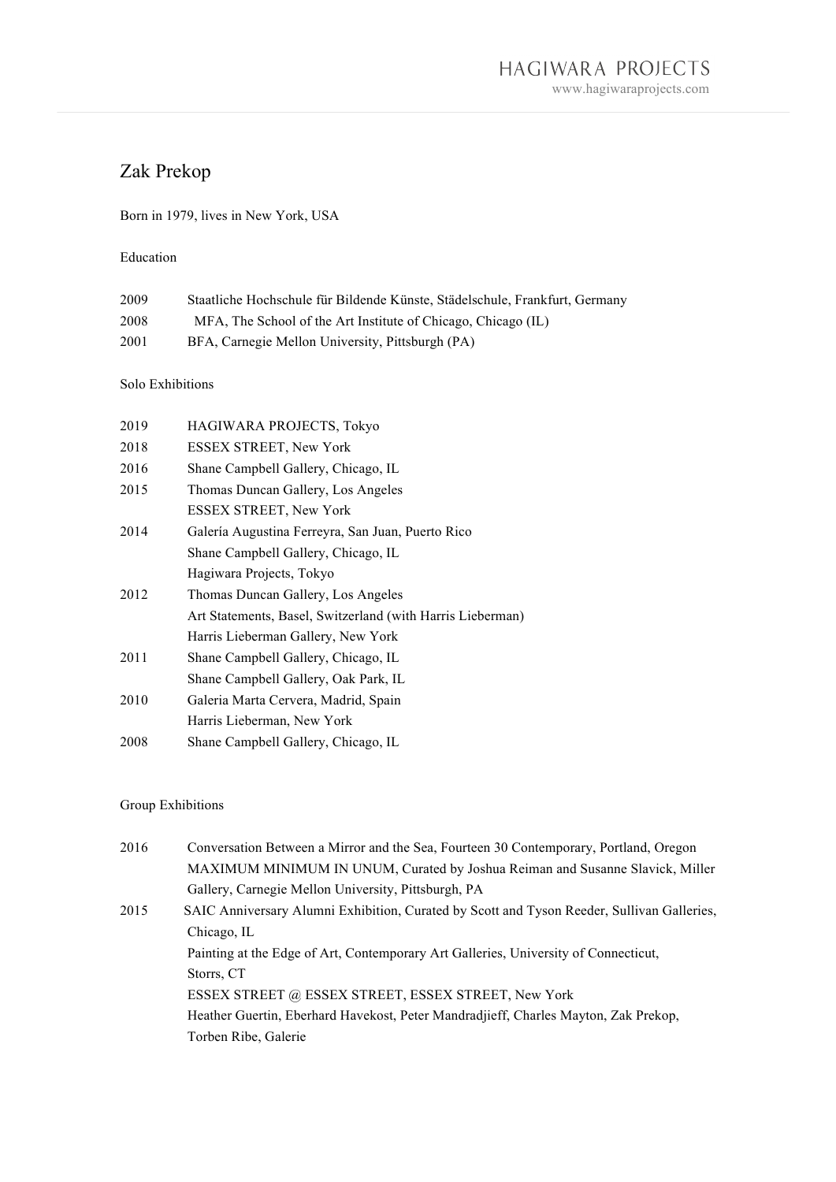# Zak Prekop

Born in 1979, lives in New York, USA

## Education

| | |
|---|---|
| 2009 | Staatliche Hochschule für Bildende Künste, Städelschule, Frankfurt, Germany |
| 2008 | MFA, The School of the Art Institute of Chicago, Chicago (IL) |
| 2001 | BFA, Carnegie Mellon University, Pittsburgh (PA) |

## Solo Exhibitions

| | |
|---|---|
| 2019 | HAGIWARA PROJECTS, Tokyo |
| 2018 | ESSEX STREET, New York |
| 2016 | Shane Campbell Gallery, Chicago, IL |
| 2015 | Thomas Duncan Gallery, Los Angeles |
| | ESSEX STREET, New York |
| 2014 | Galería Augustina Ferreyra, San Juan, Puerto Rico |
| | Shane Campbell Gallery, Chicago, IL |
| | Hagiwara Projects, Tokyo |
| 2012 | Thomas Duncan Gallery, Los Angeles |
| | Art Statements, Basel, Switzerland (with Harris Lieberman) |
| | Harris Lieberman Gallery, New York |
| 2011 | Shane Campbell Gallery, Chicago, IL |
| | Shane Campbell Gallery, Oak Park, IL |
| 2010 | Galeria Marta Cervera, Madrid, Spain |
| | Harris Lieberman, New York |
| 2008 | Shane Campbell Gallery, Chicago, IL |

## Group Exhibitions

| | |
|---|---|
| 2016 | Conversation Between a Mirror and the Sea, Fourteen 30 Contemporary, Portland, Oregon |
| | MAXIMUM MINIMUM IN UNUM, Curated by Joshua Reiman and Susanne Slavick, Miller Gallery, Carnegie Mellon University, Pittsburgh, PA |
| 2015 | SAIC Anniversary Alumni Exhibition, Curated by Scott and Tyson Reeder, Sullivan Galleries, Chicago, IL |
| | Painting at the Edge of Art, Contemporary Art Galleries, University of Connecticut, Storrs, CT |
| | ESSEX STREET @ ESSEX STREET, ESSEX STREET, New York |
| | Heather Guertin, Eberhard Havekost, Peter Mandradjieff, Charles Mayton, Zak Prekop, Torben Ribe, Galerie |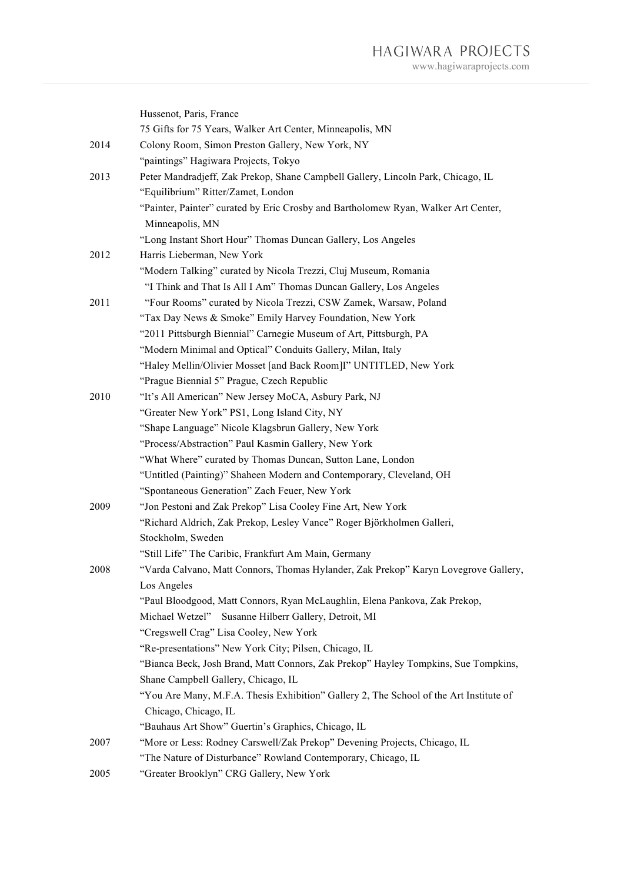Hussenot, Paris, France

75 Gifts for 75 Years, Walker Art Center, Minneapolis, MN

2014 Colony Room, Simon Preston Gallery, New York, NY

"paintings" Hagiwara Projects, Tokyo

2013 Peter Mandradjeff, Zak Prekop, Shane Campbell Gallery, Lincoln Park, Chicago, IL

"Equilibrium" Ritter/Zamet, London

"Painter, Painter" curated by Eric Crosby and Bartholomew Ryan, Walker Art Center, Minneapolis, MN

"Long Instant Short Hour" Thomas Duncan Gallery, Los Angeles

2012 Harris Lieberman, New York

"Modern Talking" curated by Nicola Trezzi, Cluj Museum, Romania

"I Think and That Is All I Am" Thomas Duncan Gallery, Los Angeles

2011 "Four Rooms" curated by Nicola Trezzi, CSW Zamek, Warsaw, Poland

"Tax Day News & Smoke" Emily Harvey Foundation, New York

"2011 Pittsburgh Biennial" Carnegie Museum of Art, Pittsburgh, PA

"Modern Minimal and Optical" Conduits Gallery, Milan, Italy

"Haley Mellin/Olivier Mosset [and Back Room]I" UNTITLED, New York

"Prague Biennial 5" Prague, Czech Republic

2010 "It's All American" New Jersey MoCA, Asbury Park, NJ

"Greater New York" PS1, Long Island City, NY

"Shape Language" Nicole Klagsbrun Gallery, New York

"Process/Abstraction" Paul Kasmin Gallery, New York

"What Where" curated by Thomas Duncan, Sutton Lane, London

"Untitled (Painting)" Shaheen Modern and Contemporary, Cleveland, OH

"Spontaneous Generation" Zach Feuer, New York

2009 "Jon Pestoni and Zak Prekop" Lisa Cooley Fine Art, New York

"Richard Aldrich, Zak Prekop, Lesley Vance" Roger Björkholmen Galleri, Stockholm, Sweden

"Still Life" The Caribic, Frankfurt Am Main, Germany

2008 "Varda Calvano, Matt Connors, Thomas Hylander, Zak Prekop" Karyn Lovegrove Gallery, Los Angeles

"Paul Bloodgood, Matt Connors, Ryan McLaughlin, Elena Pankova, Zak Prekop, Michael Wetzel" Susanne Hilberr Gallery, Detroit, MI

"Cregswell Crag" Lisa Cooley, New York

"Re-presentations" New York City; Pilsen, Chicago, IL

"Bianca Beck, Josh Brand, Matt Connors, Zak Prekop" Hayley Tompkins, Sue Tompkins, Shane Campbell Gallery, Chicago, IL

"You Are Many, M.F.A. Thesis Exhibition" Gallery 2, The School of the Art Institute of Chicago, Chicago, IL

"Bauhaus Art Show" Guertin's Graphics, Chicago, IL

2007 "More or Less: Rodney Carswell/Zak Prekop" Devening Projects, Chicago, IL

"The Nature of Disturbance" Rowland Contemporary, Chicago, IL

2005 "Greater Brooklyn" CRG Gallery, New York